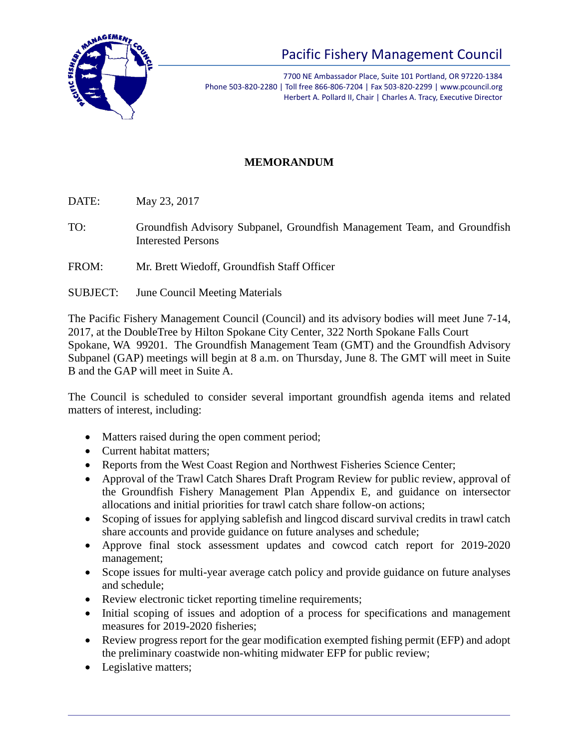# Pacific Fishery Management Council

7700 NE Ambassador Place, Suite 101 Portland, OR 97220-1384
Phone 503-820-2280 | Toll free 866-806-7204 | Fax 503-820-2299 | www.pcouncil.org
Herbert A. Pollard II, Chair | Charles A. Tracy, Executive Director

## MEMORANDUM

DATE: May 23, 2017

TO: Groundfish Advisory Subpanel, Groundfish Management Team, and Groundfish Interested Persons

FROM: Mr. Brett Wiedoff, Groundfish Staff Officer

SUBJECT: June Council Meeting Materials

The Pacific Fishery Management Council (Council) and its advisory bodies will meet June 7-14, 2017, at the DoubleTree by Hilton Spokane City Center, 322 North Spokane Falls Court Spokane, WA 99201. The Groundfish Management Team (GMT) and the Groundfish Advisory Subpanel (GAP) meetings will begin at 8 a.m. on Thursday, June 8. The GMT will meet in Suite B and the GAP will meet in Suite A.

The Council is scheduled to consider several important groundfish agenda items and related matters of interest, including:

- Matters raised during the open comment period;
- Current habitat matters;
- Reports from the West Coast Region and Northwest Fisheries Science Center;
- Approval of the Trawl Catch Shares Draft Program Review for public review, approval of the Groundfish Fishery Management Plan Appendix E, and guidance on intersector allocations and initial priorities for trawl catch share follow-on actions;
- Scoping of issues for applying sablefish and lingcod discard survival credits in trawl catch share accounts and provide guidance on future analyses and schedule;
- Approve final stock assessment updates and cowcod catch report for 2019-2020 management;
- Scope issues for multi-year average catch policy and provide guidance on future analyses and schedule;
- Review electronic ticket reporting timeline requirements;
- Initial scoping of issues and adoption of a process for specifications and management measures for 2019-2020 fisheries;
- Review progress report for the gear modification exempted fishing permit (EFP) and adopt the preliminary coastwide non-whiting midwater EFP for public review;
- Legislative matters;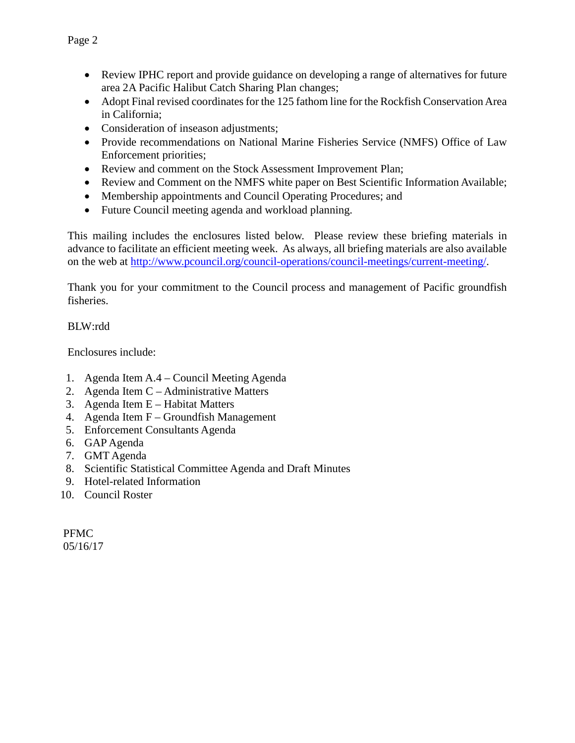- Review IPHC report and provide guidance on developing a range of alternatives for future area 2A Pacific Halibut Catch Sharing Plan changes;
- Adopt Final revised coordinates for the 125 fathom line for the Rockfish Conservation Area in California;
- Consideration of inseason adjustments;
- Provide recommendations on National Marine Fisheries Service (NMFS) Office of Law Enforcement priorities;
- Review and comment on the Stock Assessment Improvement Plan;
- Review and Comment on the NMFS white paper on Best Scientific Information Available;
- Membership appointments and Council Operating Procedures; and
- Future Council meeting agenda and workload planning.

This mailing includes the enclosures listed below. Please review these briefing materials in advance to facilitate an efficient meeting week. As always, all briefing materials are also available on the web at http://www.pcouncil.org/council-operations/council-meetings/current-meeting/.

Thank you for your commitment to the Council process and management of Pacific groundfish fisheries.

BLW:rdd

Enclosures include:

1. Agenda Item A.4 – Council Meeting Agenda
2. Agenda Item C – Administrative Matters
3. Agenda Item E – Habitat Matters
4. Agenda Item F – Groundfish Management
5. Enforcement Consultants Agenda
6. GAP Agenda
7. GMT Agenda
8. Scientific Statistical Committee Agenda and Draft Minutes
9. Hotel-related Information
10. Council Roster

PFMC
05/16/17